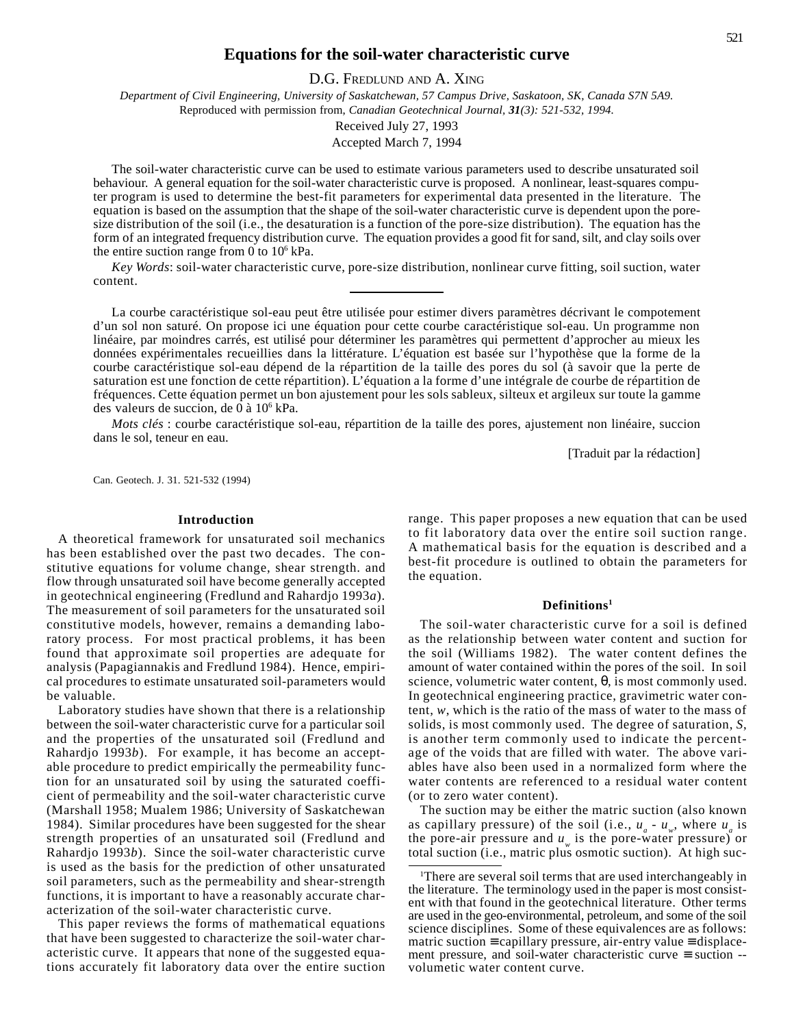# Equations for the soil-water characteristic curve

D.G. FREDLUND AND A. XING

*Department of Civil Engineering, University of Saskatchewan, 57 Campus Drive, Saskatoon, SK, Canada S7N 5A9.*

Reproduced with permission from, *Canadian Geotechnical Journal, **31**(3): 521-532, 1994.*

Received July 27, 1993

Accepted March 7, 1994

The soil-water characteristic curve can be used to estimate various parameters used to describe unsaturated soil behaviour. A general equation for the soil-water characteristic curve is proposed. A nonlinear, least-squares computer program is used to determine the best-fit parameters for experimental data presented in the literature. The equation is based on the assumption that the shape of the soil-water characteristic curve is dependent upon the pore-size distribution of the soil (i.e., the desaturation is a function of the pore-size distribution). The equation has the form of an integrated frequency distribution curve. The equation provides a good fit for sand, silt, and clay soils over the entire suction range from 0 to $10^6$ kPa.

*Key Words*: soil-water characteristic curve, pore-size distribution, nonlinear curve fitting, soil suction, water content.

La courbe caractéristique sol-eau peut être utilisée pour estimer divers paramètres décrivant le compotement d'un sol non saturé. On propose ici une équation pour cette courbe caractéristique sol-eau. Un programme non linéaire, par moindres carrés, est utilisé pour déterminer les paramètres qui permettent d'approcher au mieux les données expérimentales recueillies dans la littérature. L'équation est basée sur l'hypothèse que la forme de la courbe caractéristique sol-eau dépend de la répartition de la taille des pores du sol (à savoir que la perte de saturation est une fonction de cette répartition). L'équation a la forme d'une intégrale de courbe de répartition de fréquences. Cette équation permet un bon ajustement pour les sols sableux, silteux et argileux sur toute la gamme des valeurs de succion, de 0 à $10^6$ kPa.

*Mots clés* : courbe caractéristique sol-eau, répartition de la taille des pores, ajustement non linéaire, succion dans le sol, teneur en eau.

[Traduit par la rédaction]

Can. Geotech. J. 31. 521-532 (1994)

## Introduction

A theoretical framework for unsaturated soil mechanics has been established over the past two decades. The constitutive equations for volume change, shear strength. and flow through unsaturated soil have become generally accepted in geotechnical engineering (Fredlund and Rahardjo 1993*a*). The measurement of soil parameters for the unsaturated soil constitutive models, however, remains a demanding laboratory process. For most practical problems, it has been found that approximate soil properties are adequate for analysis (Papagiannakis and Fredlund 1984). Hence, empirical procedures to estimate unsaturated soil-parameters would be valuable.

Laboratory studies have shown that there is a relationship between the soil-water characteristic curve for a particular soil and the properties of the unsaturated soil (Fredlund and Rahardjo 1993*b*). For example, it has become an acceptable procedure to predict empirically the permeability function for an unsaturated soil by using the saturated coefficient of permeability and the soil-water characteristic curve (Marshall 1958; Mualem 1986; University of Saskatchewan 1984). Similar procedures have been suggested for the shear strength properties of an unsaturated soil (Fredlund and Rahardjo 1993*b*). Since the soil-water characteristic curve is used as the basis for the prediction of other unsaturated soil parameters, such as the permeability and shear-strength functions, it is important to have a reasonably accurate characterization of the soil-water characteristic curve.

This paper reviews the forms of mathematical equations that have been suggested to characterize the soil-water characteristic curve. It appears that none of the suggested equations accurately fit laboratory data over the entire suction range. This paper proposes a new equation that can be used to fit laboratory data over the entire soil suction range. A mathematical basis for the equation is described and a best-fit procedure is outlined to obtain the parameters for the equation.

## Definitions[1]

The soil-water characteristic curve for a soil is defined as the relationship between water content and suction for the soil (Williams 1982). The water content defines the amount of water contained within the pores of the soil. In soil science, volumetric water content, $\theta$, is most commonly used. In geotechnical engineering practice, gravimetric water content, $w$, which is the ratio of the mass of water to the mass of solids, is most commonly used. The degree of saturation, $S$, is another term commonly used to indicate the percentage of the voids that are filled with water. The above variables have also been used in a normalized form where the water contents are referenced to a residual water content (or to zero water content).

The suction may be either the matric suction (also known as capillary pressure) of the soil (i.e., $u_a$ - $u_w$, where $u_a$ is the pore-air pressure and $u_w$ is the pore-water pressure) or total suction (i.e., matric plus osmotic suction). At high suc-

[1]There are several soil terms that are used interchangeably in the literature. The terminology used in the paper is most consistent with that found in the geotechnical literature. Other terms are used in the geo-environmental, petroleum, and some of the soil science disciplines. Some of these equivalences are as follows: matric suction ≡ capillary pressure, air-entry value ≡ displacement pressure, and soil-water characteristic curve ≡ suction -- volumetic water content curve.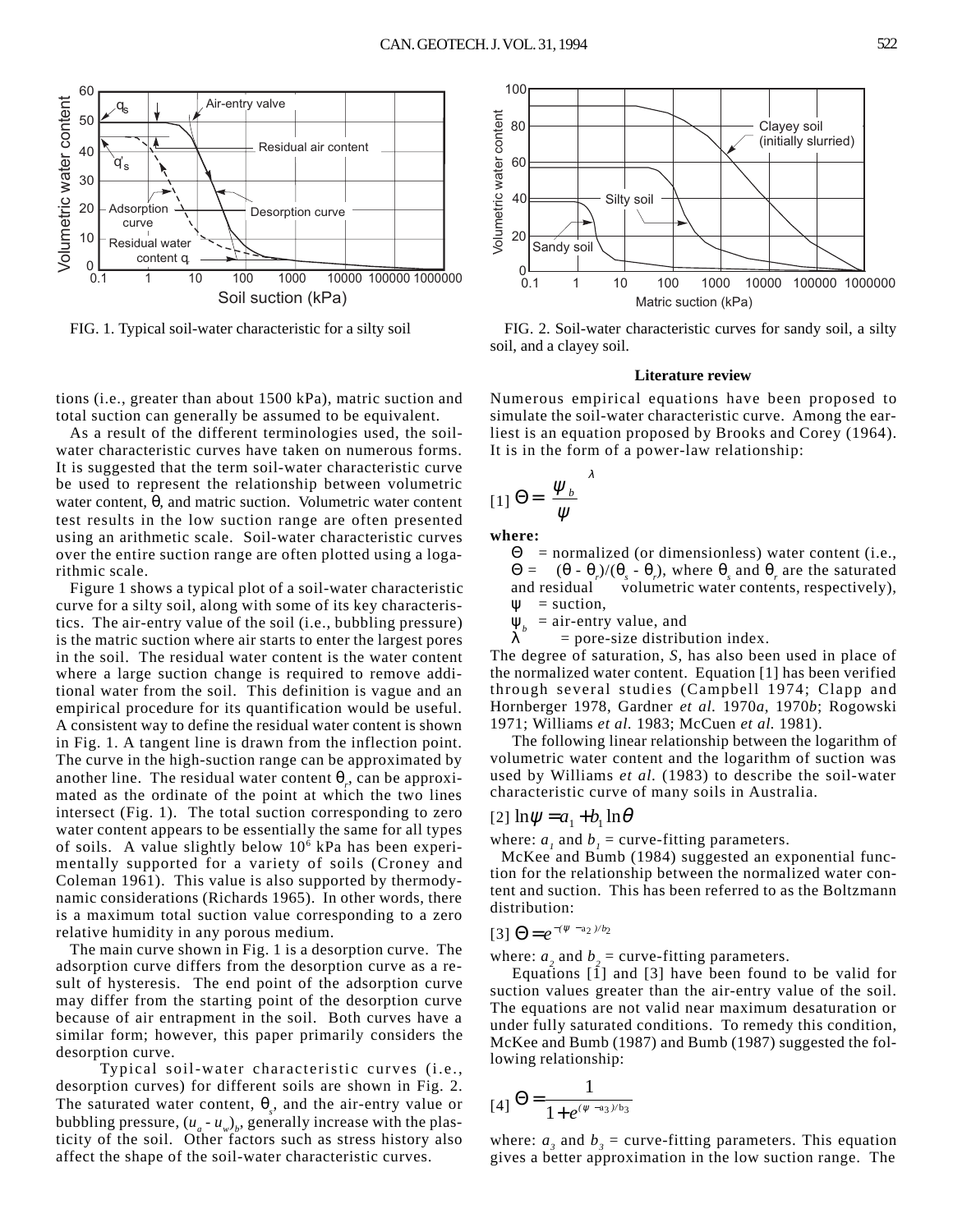FIG. 1. Typical soil-water characteristic for a silty soil

FIG. 2. Soil-water characteristic curves for sandy soil, a silty soil, and a clayey soil.

tions (i.e., greater than about 1500 kPa), matric suction and total suction can generally be assumed to be equivalent.

As a result of the different terminologies used, the soil-water characteristic curves have taken on numerous forms. It is suggested that the term soil-water characteristic curve be used to represent the relationship between volumetric water content, $\theta$, and matric suction. Volumetric water content test results in the low suction range are often presented using an arithmetic scale. Soil-water characteristic curves over the entire suction range are often plotted using a logarithmic scale.

Figure 1 shows a typical plot of a soil-water characteristic curve for a silty soil, along with some of its key characteristics. The air-entry value of the soil (i.e., bubbling pressure) is the matric suction where air starts to enter the largest pores in the soil. The residual water content is the water content where a large suction change is required to remove additional water from the soil. This definition is vague and an empirical procedure for its quantification would be useful. A consistent way to define the residual water content is shown in Fig. 1. A tangent line is drawn from the inflection point. The curve in the high-suction range can be approximated by another line. The residual water content $\theta_r$, can be approximated as the ordinate of the point at which the two lines intersect (Fig. 1). The total suction corresponding to zero water content appears to be essentially the same for all types of soils. A value slightly below $10^6$ kPa has been experimentally supported for a variety of soils (Croney and Coleman 1961). This value is also supported by thermodynamic considerations (Richards 1965). In other words, there is a maximum total suction value corresponding to a zero relative humidity in any porous medium.

The main curve shown in Fig. 1 is a desorption curve. The adsorption curve differs from the desorption curve as a result of hysteresis. The end point of the adsorption curve may differ from the starting point of the desorption curve because of air entrapment in the soil. Both curves have a similar form; however, this paper primarily considers the desorption curve.

Typical soil-water characteristic curves (i.e., desorption curves) for different soils are shown in Fig. 2. The saturated water content, $\theta_s$, and the air-entry value or bubbling pressure, $(u_a - u_w)_b$, generally increase with the plasticity of the soil. Other factors such as stress history also affect the shape of the soil-water characteristic curves.

## Literature review

Numerous empirical equations have been proposed to simulate the soil-water characteristic curve. Among the earliest is an equation proposed by Brooks and Corey (1964). It is in the form of a power-law relationship:

$$[1] \quad \Theta = \left(\frac{\psi_b}{\psi}\right)^{\lambda}$$

**where:**

$\Theta$ = normalized (or dimensionless) water content (i.e., $\Theta = (\theta - \theta_r)/(\theta_s - \theta_r)$, where $\theta_s$ and $\theta_r$ are the saturated and residual volumetric water contents, respectively),
$\psi$ = suction,
$\psi_b$ = air-entry value, and
$\lambda$ = pore-size distribution index.

The degree of saturation, $S$, has also been used in place of the normalized water content. Equation [1] has been verified through several studies (Campbell 1974; Clapp and Hornberger 1978, Gardner *et al.* 1970*a*, 1970*b*; Rogowski 1971; Williams *et al.* 1983; McCuen *et al.* 1981).

The following linear relationship between the logarithm of volumetric water content and the logarithm of suction was used by Williams *et al.* (1983) to describe the soil-water characteristic curve of many soils in Australia.

$$[2] \quad \ln\psi = a_1 + b_1 \ln\theta$$

where: $a_1$ and $b_1$ = curve-fitting parameters.

McKee and Bumb (1984) suggested an exponential function for the relationship between the normalized water content and suction. This has been referred to as the Boltzmann distribution:

$$[3] \quad \Theta = e^{-(\psi - a_2)/b_2}$$

where: $a_2$ and $b_2$ = curve-fitting parameters.

Equations [1] and [3] have been found to be valid for suction values greater than the air-entry value of the soil. The equations are not valid near maximum desaturation or under fully saturated conditions. To remedy this condition, McKee and Bumb (1987) and Bumb (1987) suggested the following relationship:

$$[4] \quad \Theta = \frac{1}{1 + e^{(\psi - a_3)/b_3}}$$

where: $a_3$ and $b_3$ = curve-fitting parameters. This equation gives a better approximation in the low suction range. The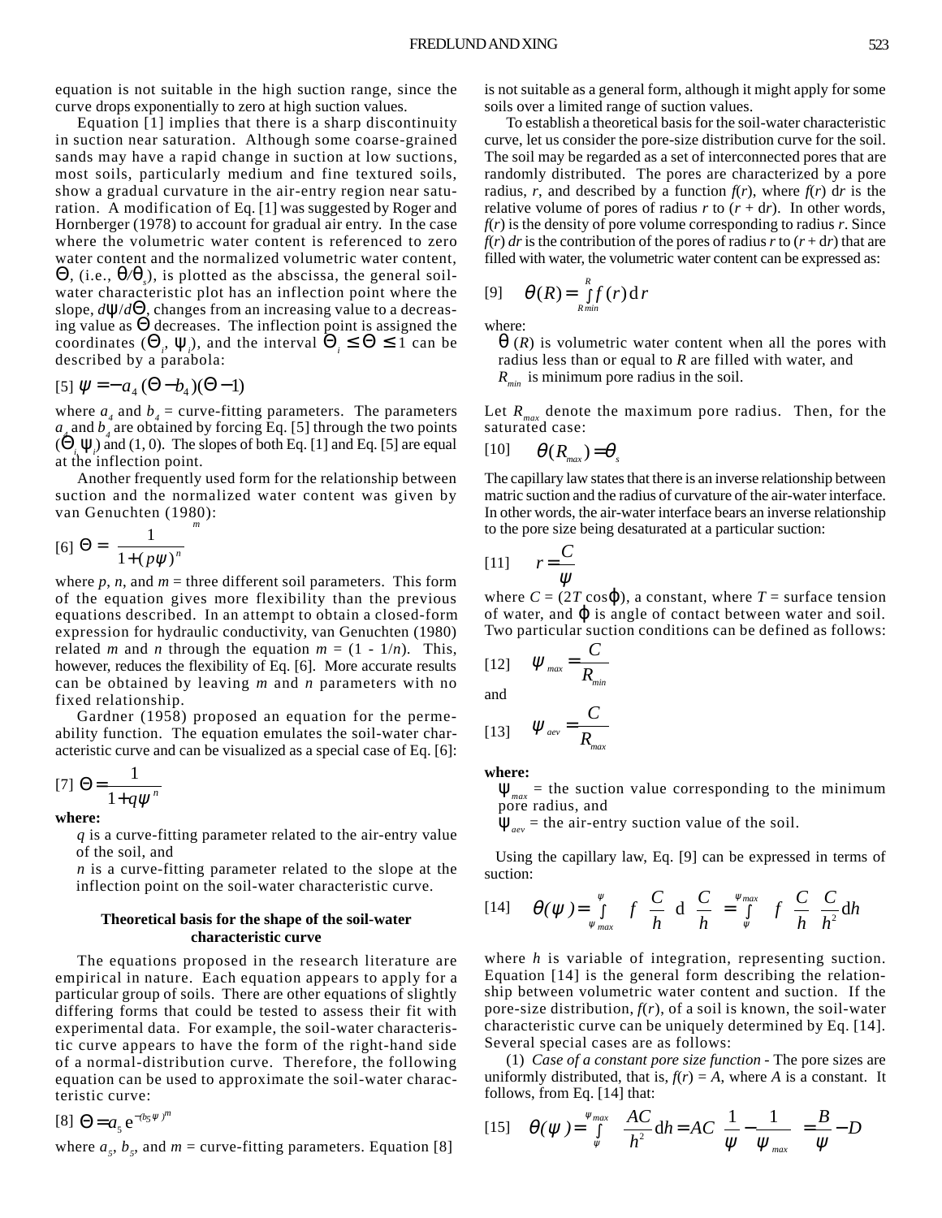equation is not suitable in the high suction range, since the curve drops exponentially to zero at high suction values.

Equation [1] implies that there is a sharp discontinuity in suction near saturation. Although some coarse-grained sands may have a rapid change in suction at low suctions, most soils, particularly medium and fine textured soils, show a gradual curvature in the air-entry region near saturation. A modification of Eq. [1] was suggested by Roger and Hornberger (1978) to account for gradual air entry. In the case where the volumetric water content is referenced to zero water content and the normalized volumetric water content, $\Theta$, (i.e., $\theta/\theta_s$), is plotted as the abscissa, the general soil-water characteristic plot has an inflection point where the slope, $d\psi/d\Theta$, changes from an increasing value to a decreasing value as $\Theta$ decreases. The inflection point is assigned the coordinates ($\Theta_i$, $\psi_i$), and the interval $\Theta_i \leq \Theta \leq 1$ can be described by a parabola:

$$\text{[5]} \quad \psi = -a_4\,(\Theta - b_4)(\Theta - 1)$$

where $a_4$ and $b_4$ = curve-fitting parameters. The parameters $a_4$ and $b_4$ are obtained by forcing Eq. [5] through the two points ($\Theta_i$, $\psi_i$) and (1, 0). The slopes of both Eq. [1] and Eq. [5] are equal at the inflection point.

Another frequently used form for the relationship between suction and the normalized water content was given by van Genuchten (1980):

$$\text{[6]} \quad \Theta = \left[\frac{1}{1 + (p\psi)^n}\right]^m$$

where $p$, $n$, and $m$ = three different soil parameters. This form of the equation gives more flexibility than the previous equations described. In an attempt to obtain a closed-form expression for hydraulic conductivity, van Genuchten (1980) related $m$ and $n$ through the equation $m = (1 - 1/n)$. This, however, reduces the flexibility of Eq. [6]. More accurate results can be obtained by leaving $m$ and $n$ parameters with no fixed relationship.

Gardner (1958) proposed an equation for the permeability function. The equation emulates the soil-water characteristic curve and can be visualized as a special case of Eq. [6]:

$$\text{[7]} \quad \Theta = \frac{1}{1 + q\psi^n}$$

**where:**

$q$ is a curve-fitting parameter related to the air-entry value of the soil, and

$n$ is a curve-fitting parameter related to the slope at the inflection point on the soil-water characteristic curve.

### Theoretical basis for the shape of the soil-water characteristic curve

The equations proposed in the research literature are empirical in nature. Each equation appears to apply for a particular group of soils. There are other equations of slightly differing forms that could be tested to assess their fit with experimental data. For example, the soil-water characteristic curve appears to have the form of the right-hand side of a normal-distribution curve. Therefore, the following equation can be used to approximate the soil-water characteristic curve:

$$\text{[8]} \quad \Theta = a_5\, e^{-(b_5\psi)^m}$$

where $a_5$, $b_5$, and $m$ = curve-fitting parameters. Equation [8] is not suitable as a general form, although it might apply for some soils over a limited range of suction values.

To establish a theoretical basis for the soil-water characteristic curve, let us consider the pore-size distribution curve for the soil. The soil may be regarded as a set of interconnected pores that are randomly distributed. The pores are characterized by a pore radius, $r$, and described by a function $f(r)$, where $f(r)\,\mathrm{d}r$ is the relative volume of pores of radius $r$ to $(r + \mathrm{d}r)$. In other words, $f(r)$ is the density of pore volume corresponding to radius $r$. Since $f(r)\,dr$ is the contribution of the pores of radius $r$ to $(r + \mathrm{d}r)$ that are filled with water, the volumetric water content can be expressed as:

$$\text{[9]} \quad \theta(R) = \int_{R_{min}}^{R} f(r)\,\mathrm{d}r$$

where:

$\theta(R)$ is volumetric water content when all the pores with radius less than or equal to $R$ are filled with water, and

$R_{min}$ is minimum pore radius in the soil.

Let $R_{max}$ denote the maximum pore radius. Then, for the saturated case:

$$\text{[10]} \quad \theta(R_{max}) = \theta_s$$

The capillary law states that there is an inverse relationship between matric suction and the radius of curvature of the air-water interface. In other words, the air-water interface bears an inverse relationship to the pore size being desaturated at a particular suction:

$$\text{[11]} \quad r = \frac{C}{\psi}$$

where $C = (2T\cos\varphi)$, a constant, where $T$ = surface tension of water, and $\varphi$ is angle of contact between water and soil. Two particular suction conditions can be defined as follows:

$$\text{[12]} \quad \psi_{max} = \frac{C}{R_{min}}$$

and

$$\text{[13]} \quad \psi_{aev} = \frac{C}{R_{max}}$$

**where:**

$\psi_{max}$ = the suction value corresponding to the minimum pore radius, and

$\psi_{aev}$ = the air-entry suction value of the soil.

Using the capillary law, Eq. [9] can be expressed in terms of suction:

$$\text{[14]} \quad \theta(\psi) = \int_{\psi_{max}}^{\psi} f\left(\frac{C}{h}\right) \mathrm{d}\left(\frac{C}{h}\right) = \int_{\psi}^{\psi_{max}} f\left(\frac{C}{h}\right) \frac{C}{h^2}\,\mathrm{d}h$$

where $h$ is variable of integration, representing suction. Equation [14] is the general form describing the relationship between volumetric water content and suction. If the pore-size distribution, $f(r)$, of a soil is known, the soil-water characteristic curve can be uniquely determined by Eq. [14]. Several special cases are as follows:

(1) *Case of a constant pore size function* - The pore sizes are uniformly distributed, that is, $f(r) = A$, where $A$ is a constant. It follows, from Eq. [14] that:

$$\text{[15]} \quad \theta(\psi) = \int_{\psi}^{\psi_{max}} \frac{AC}{h^2}\,\mathrm{d}h = AC\left(\frac{1}{\psi} - \frac{1}{\psi_{max}}\right) = \frac{B}{\psi} - D$$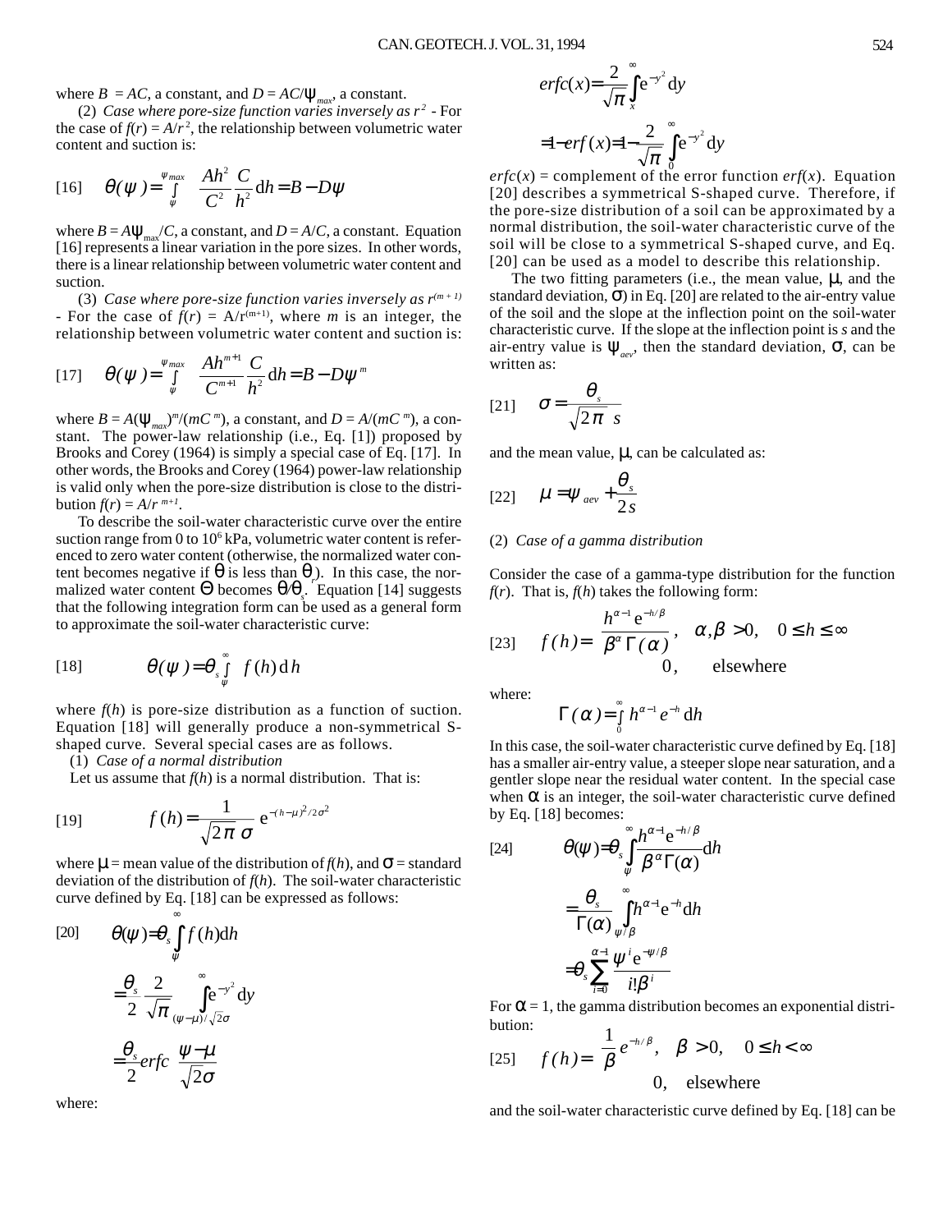where $B = AC$, a constant, and $D = AC/\psi_{max}$, a constant.

(2) *Case where pore-size function varies inversely as $r^2$* - For the case of $f(r) = A/r^2$, the relationship between volumetric water content and suction is:

$$[16] \quad \theta(\psi) = \int_{\psi}^{\psi_{max}} \left(\frac{Ah^2}{C^2}\right)\left(\frac{C}{h^2}\right) \mathrm{d}h = B - D\psi$$

where $B = A\psi_{max}/C$, a constant, and $D = A/C$, a constant. Equation [16] represents a linear variation in the pore sizes. In other words, there is a linear relationship between volumetric water content and suction.

(3) *Case where pore-size function varies inversely as $r^{(m+1)}$* - For the case of $f(r) = A/r^{(m+1)}$, where $m$ is an integer, the relationship between volumetric water content and suction is:

$$[17] \quad \theta(\psi) = \int_{\psi}^{\psi_{max}} \left(\frac{Ah^{m+1}}{C^{m+1}}\right)\left(\frac{C}{h^2}\right) \mathrm{d}h = B - D\psi^{m}$$

where $B = A(\psi_{max})^m/(mC^m)$, a constant, and $D = A/(mC^m)$, a constant. The power-law relationship (i.e., Eq. [1]) proposed by Brooks and Corey (1964) is simply a special case of Eq. [17]. In other words, the Brooks and Corey (1964) power-law relationship is valid only when the pore-size distribution is close to the distribution $f(r) = A/r^{m+1}$.

To describe the soil-water characteristic curve over the entire suction range from 0 to $10^6$ kPa, volumetric water content is referenced to zero water content (otherwise, the normalized water content becomes negative if $\theta$ is less than $\theta_r$). In this case, the normalized water content $\Theta$ becomes $\theta/\theta_s$. Equation [14] suggests that the following integration form can be used as a general form to approximate the soil-water characteristic curve:

$$[18] \quad \theta(\psi) = \theta_s \int_{\psi}^{\infty} f(h)\,\mathrm{d}h$$

where $f(h)$ is pore-size distribution as a function of suction. Equation [18] will generally produce a non-symmetrical S-shaped curve. Several special cases are as follows.

(1) *Case of a normal distribution*

Let us assume that $f(h)$ is a normal distribution. That is:

$$[19] \quad f(h) = \frac{1}{\sqrt{2\pi}\,\sigma}\,\mathrm{e}^{-(h-\mu)^2/2\sigma^2}$$

where $\mu$ = mean value of the distribution of $f(h)$, and $\sigma$ = standard deviation of the distribution of $f(h)$. The soil-water characteristic curve defined by Eq. [18] can be expressed as follows:

$$[20] \quad \theta(\psi) = \theta_s \int_{\psi}^{\infty} f(h)\mathrm{d}h = \frac{\theta_s}{2}\,\frac{2}{\sqrt{\pi}} \int_{(\psi-\mu)/\sqrt{2}\sigma}^{\infty} \mathrm{e}^{-y^2}\,\mathrm{d}y = \frac{\theta_s}{2}\,erfc\left(\frac{\psi-\mu}{\sqrt{2}\sigma}\right)$$

where:

$$erfc(x) = \frac{2}{\sqrt{\pi}} \int_{x}^{\infty} \mathrm{e}^{-y^2}\,\mathrm{d}y = 1 - erf(x) = 1 - \frac{2}{\sqrt{\pi}} \int_{0}^{\infty} \mathrm{e}^{-y^2}\,\mathrm{d}y$$

$erfc(x)$ = complement of the error function $erf(x)$. Equation [20] describes a symmetrical S-shaped curve. Therefore, if the pore-size distribution of a soil can be approximated by a normal distribution, the soil-water characteristic curve of the soil will be close to a symmetrical S-shaped curve, and Eq. [20] can be used as a model to describe this relationship.

The two fitting parameters (i.e., the mean value, $\mu$, and the standard deviation, $\sigma$) in Eq. [20] are related to the air-entry value of the soil and the slope at the inflection point on the soil-water characteristic curve. If the slope at the inflection point is $s$ and the air-entry value is $\psi_{aev}$, then the standard deviation, $\sigma$, can be written as:

$$[21] \quad \sigma = \frac{\theta_s}{\sqrt{2\pi}\; s}$$

and the mean value, $\mu$, can be calculated as:

$$[22] \quad \mu = \psi_{aev} + \frac{\theta_s}{2s}$$

(2) *Case of a gamma distribution*

Consider the case of a gamma-type distribution for the function $f(r)$. That is, $f(h)$ takes the following form:

$$[23] \quad f(h) = \begin{cases} \dfrac{h^{\alpha-1}\,\mathrm{e}^{-h/\beta}}{\beta^{\alpha}\,\Gamma(\alpha)}, & \alpha, \beta > 0, \quad 0 \le h \le \infty \\ 0, & \text{elsewhere} \end{cases}$$

where:

$$\Gamma(\alpha) = \int_{0}^{\infty} h^{\alpha-1} e^{-h}\,\mathrm{d}h$$

In this case, the soil-water characteristic curve defined by Eq. [18] has a smaller air-entry value, a steeper slope near saturation, and a gentler slope near the residual water content. In the special case when $\alpha$ is an integer, the soil-water characteristic curve defined by Eq. [18] becomes:

$$[24] \quad \theta(\psi) = \theta_s \int_{\psi}^{\infty} \frac{h^{\alpha-1}\mathrm{e}^{-h/\beta}}{\beta^{\alpha}\Gamma(\alpha)}\mathrm{d}h = \frac{\theta_s}{\Gamma(\alpha)} \int_{\psi/\beta}^{\infty} h^{\alpha-1}\mathrm{e}^{-h}\mathrm{d}h = \theta_s \sum_{i=0}^{\alpha-1} \frac{\psi^{i}\,\mathrm{e}^{-\psi/\beta}}{i!\,\beta^{i}}$$

For $\alpha = 1$, the gamma distribution becomes an exponential distribution:

$$[25] \quad f(h) = \begin{cases} \dfrac{1}{\beta}\,e^{-h/\beta}, & \beta > 0, \quad 0 \le h < \infty \\ 0, & \text{elsewhere} \end{cases}$$

and the soil-water characteristic curve defined by Eq. [18] can be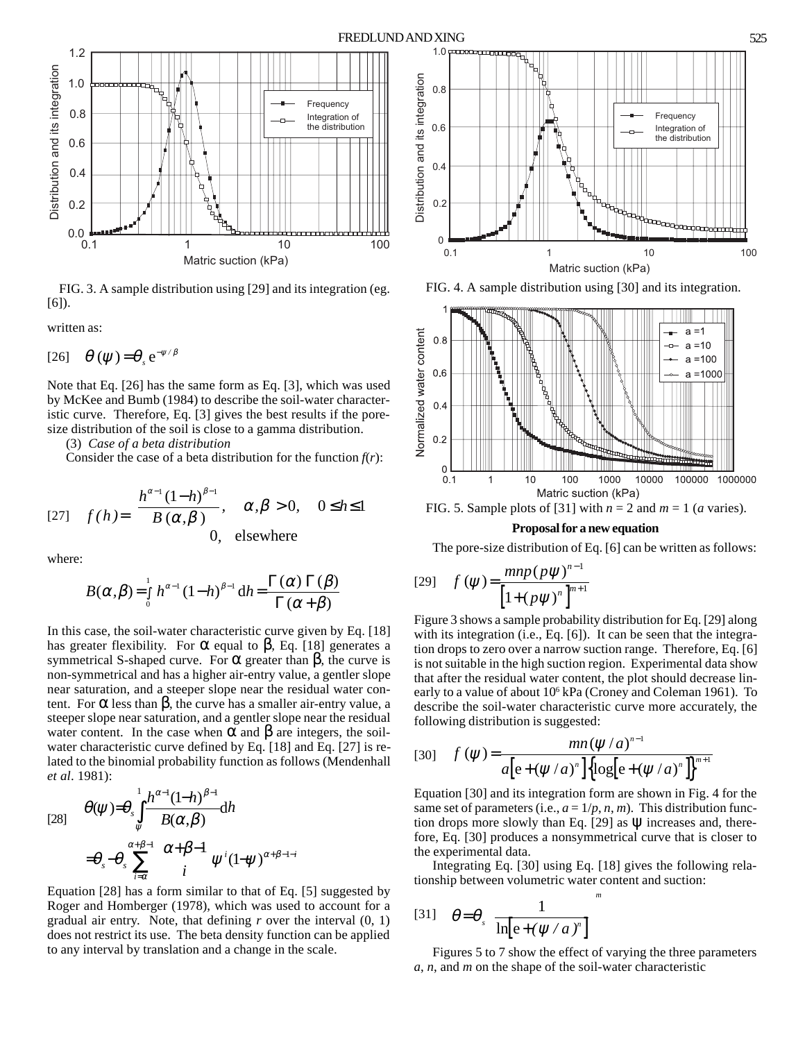FIG. 3. A sample distribution using [29] and its integration (eg. [6]).

written as:

$$[26] \quad \theta(\psi) = \theta_s \, e^{-\psi/\beta}$$

Note that Eq. [26] has the same form as Eq. [3], which was used by McKee and Bumb (1984) to describe the soil-water characteristic curve. Therefore, Eq. [3] gives the best results if the pore-size distribution of the soil is close to a gamma distribution.

(3) *Case of a beta distribution*

Consider the case of a beta distribution for the function $f(r)$:

$$[27] \quad f(h) = \begin{cases} \dfrac{h^{\alpha-1}(1-h)^{\beta-1}}{B(\alpha,\beta)}, & \alpha,\beta > 0, \quad 0 \le h \le 1 \\ 0, & \text{elsewhere} \end{cases}$$

where:

$$B(\alpha,\beta) = \int_0^1 h^{\alpha-1}(1-h)^{\beta-1}\,dh = \frac{\Gamma(\alpha)\,\Gamma(\beta)}{\Gamma(\alpha+\beta)}$$

In this case, the soil-water characteristic curve given by Eq. [18] has greater flexibility. For $\alpha$ equal to $\beta$, Eq. [18] generates a symmetrical S-shaped curve. For $\alpha$ greater than $\beta$, the curve is non-symmetrical and has a higher air-entry value, a gentler slope near saturation, and a steeper slope near the residual water content. For $\alpha$ less than $\beta$, the curve has a smaller air-entry value, a steeper slope near saturation, and a gentler slope near the residual water content. In the case when $\alpha$ and $\beta$ are integers, the soil-water characteristic curve defined by Eq. [18] and Eq. [27] is related to the binomial probability function as follows (Mendenhall *et al*. 1981):

$$[28] \quad \theta(\psi) = \theta_s \int_{\psi}^{1} \frac{h^{\alpha-1}(1-h)^{\beta-1}}{B(\alpha,\beta)}\,dh = \theta_s - \theta_s \sum_{i=\alpha}^{\alpha+\beta-1} \binom{\alpha+\beta-1}{i} \psi^i (1-\psi)^{\alpha+\beta-1-i}$$

Equation [28] has a form similar to that of Eq. [5] suggested by Roger and Homberger (1978), which was used to account for a gradual air entry. Note, that defining $r$ over the interval (0, 1) does not restrict its use. The beta density function can be applied to any interval by translation and a change in the scale.

FIG. 4. A sample distribution using [30] and its integration.

FIG. 5. Sample plots of [31] with $n = 2$ and $m = 1$ ($a$ varies).

**Proposal for a new equation**

The pore-size distribution of Eq. [6] can be written as follows:

$$[29] \quad f(\psi) = \frac{mnp(p\psi)^{n-1}}{\left[1+(p\psi)^n\right]^{m+1}}$$

Figure 3 shows a sample probability distribution for Eq. [29] along with its integration (i.e., Eq. [6]). It can be seen that the integration drops to zero over a narrow suction range. Therefore, Eq. [6] is not suitable in the high suction region. Experimental data show that after the residual water content, the plot should decrease linearly to a value of about $10^6$ kPa (Croney and Coleman 1961). To describe the soil-water characteristic curve more accurately, the following distribution is suggested:

$$[30] \quad f(\psi) = \frac{mn(\psi/a)^{n-1}}{a\left[e+(\psi/a)^n\right]\left\{\log\left[e+(\psi/a)^n\right]\right\}^{m+1}}$$

Equation [30] and its integration form are shown in Fig. 4 for the same set of parameters (i.e., $a = 1/p$, $n$, $m$). This distribution function drops more slowly than Eq. [29] as $\psi$ increases and, therefore, Eq. [30] produces a nonsymmetrical curve that is closer to the experimental data.

Integrating Eq. [30] using Eq. [18] gives the following relationship between volumetric water content and suction:

$$[31] \quad \theta = \theta_s \left[\frac{1}{\ln\left[e+(\psi/a)^n\right]}\right]^m$$

Figures 5 to 7 show the effect of varying the three parameters $a$, $n$, and $m$ on the shape of the soil-water characteristic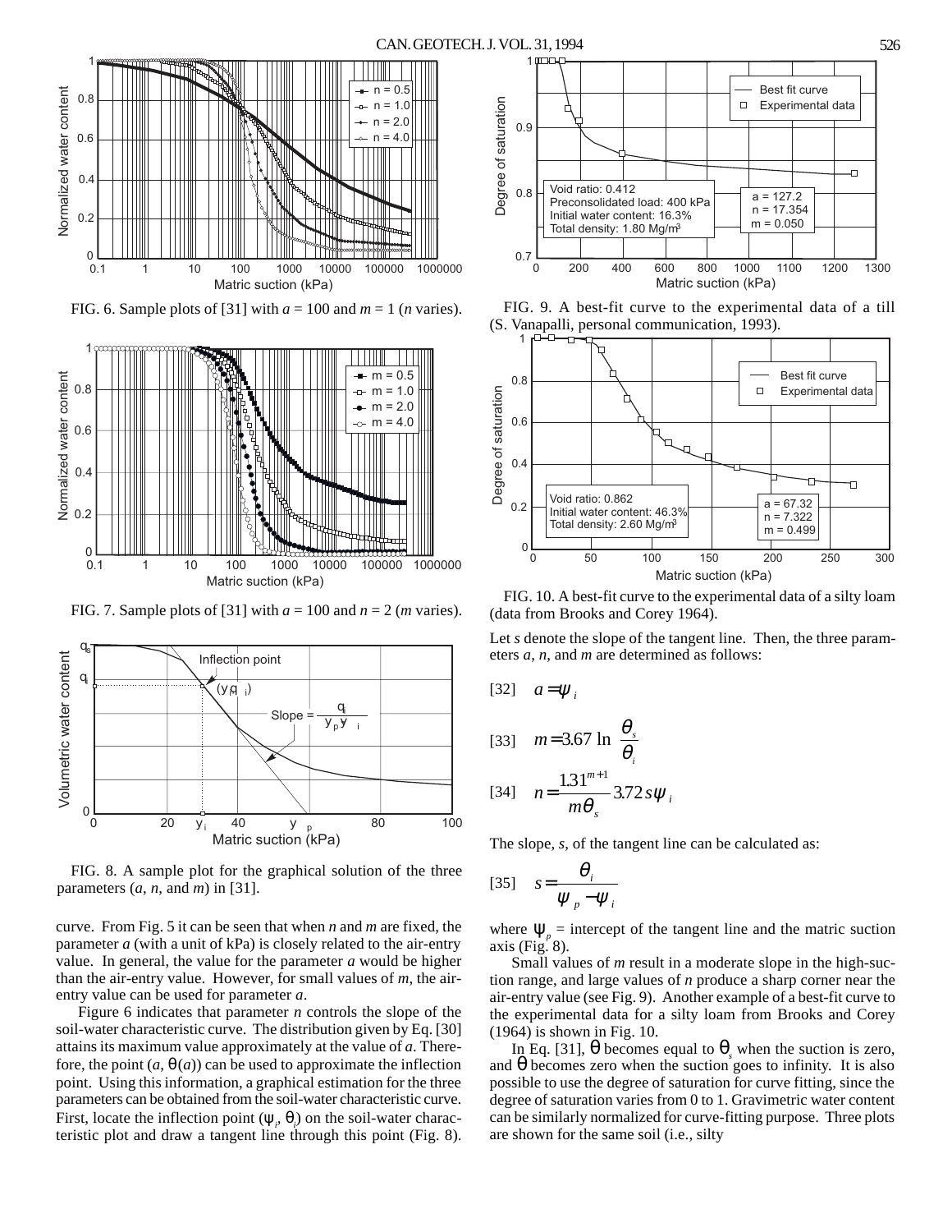FIG. 6. Sample plots of [31] with $a = 100$ and $m = 1$ ($n$ varies).

FIG. 7. Sample plots of [31] with $a = 100$ and $n = 2$ ($m$ varies).

FIG. 8. A sample plot for the graphical solution of the three parameters ($a$, $n$, and $m$) in [31].

curve. From Fig. 5 it can be seen that when $n$ and $m$ are fixed, the parameter $a$ (with a unit of kPa) is closely related to the air-entry value. In general, the value for the parameter $a$ would be higher than the air-entry value. However, for small values of $m$, the air-entry value can be used for parameter $a$.

Figure 6 indicates that parameter $n$ controls the slope of the soil-water characteristic curve. The distribution given by Eq. [30] attains its maximum value approximately at the value of $a$. Therefore, the point ($a$, $\theta(a)$) can be used to approximate the inflection point. Using this information, a graphical estimation for the three parameters can be obtained from the soil-water characteristic curve. First, locate the inflection point ($\psi_i$, $\theta_i$) on the soil-water characteristic plot and draw a tangent line through this point (Fig. 8).

FIG. 9. A best-fit curve to the experimental data of a till (S. Vanapalli, personal communication, 1993).

FIG. 10. A best-fit curve to the experimental data of a silty loam (data from Brooks and Corey 1964).

Let $s$ denote the slope of the tangent line. Then, the three parameters $a$, $n$, and $m$ are determined as follows:

$$[32] \quad a = \psi_i$$

$$[33] \quad m = 3.67 \ln\left(\frac{\theta_s}{\theta_i}\right)$$

$$[34] \quad n = \frac{1.31^{m+1}}{m\theta_s} 3.72 s \psi_i$$

The slope, $s$, of the tangent line can be calculated as:

$$[35] \quad s = \frac{\theta_i}{\psi_p - \psi_i}$$

where $\psi_p$ = intercept of the tangent line and the matric suction axis (Fig. 8).

Small values of $m$ result in a moderate slope in the high-suction range, and large values of $n$ produce a sharp corner near the air-entry value (see Fig. 9). Another example of a best-fit curve to the experimental data for a silty loam from Brooks and Corey (1964) is shown in Fig. 10.

In Eq. [31], $\theta$ becomes equal to $\theta_s$ when the suction is zero, and $\theta$ becomes zero when the suction goes to infinity. It is also possible to use the degree of saturation for curve fitting, since the degree of saturation varies from 0 to 1. Gravimetric water content can be similarly normalized for curve-fitting purpose. Three plots are shown for the same soil (i.e., silty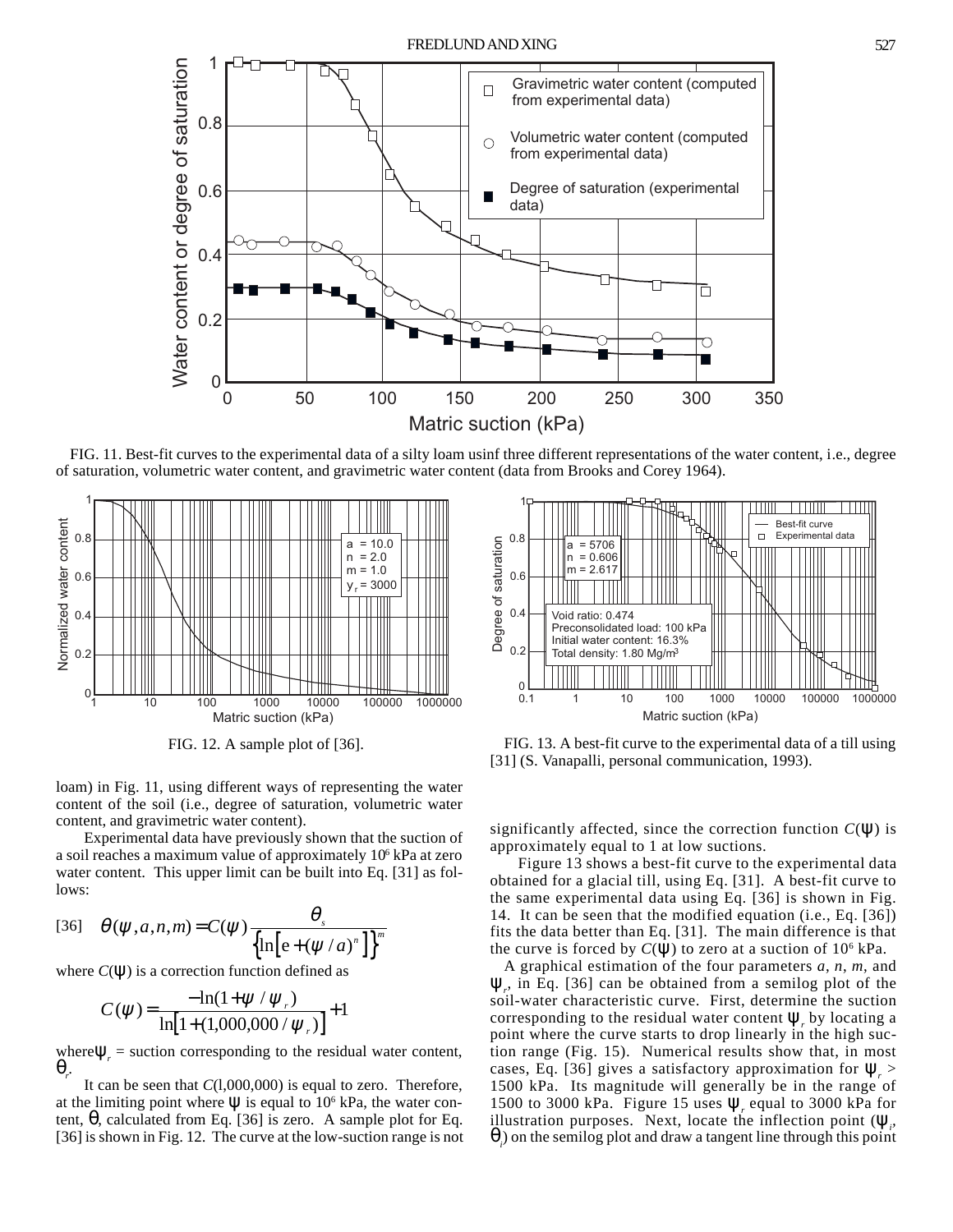FIG. 11. Best-fit curves to the experimental data of a silty loam usinf three different representations of the water content, i.e., degree of saturation, volumetric water content, and gravimetric water content (data from Brooks and Corey 1964).

FIG. 12. A sample plot of [36].

FIG. 13. A best-fit curve to the experimental data of a till using [31] (S. Vanapalli, personal communication, 1993).

loam) in Fig. 11, using different ways of representing the water content of the soil (i.e., degree of saturation, volumetric water content, and gravimetric water content).

Experimental data have previously shown that the suction of a soil reaches a maximum value of approximately $10^6$ kPa at zero water content. This upper limit can be built into Eq. [31] as follows:

$$[36] \quad \theta(\psi, a, n, m) = C(\psi)\,\frac{\theta_s}{\left\{\ln\left[e + (\psi / a)^n\right]\right\}^m}$$

where $C(\psi)$ is a correction function defined as

$$C(\psi) = \frac{-\ln(1 + \psi / \psi_r)}{\ln\left[1 + (1{,}000{,}000 / \psi_r)\right]} + 1$$

where $\psi_r$ = suction corresponding to the residual water content, $\theta_r$.

It can be seen that $C$(1,000,000) is equal to zero. Therefore, at the limiting point where $\psi$ is equal to $10^6$ kPa, the water content, $\theta$, calculated from Eq. [36] is zero. A sample plot for Eq. [36] is shown in Fig. 12. The curve at the low-suction range is not significantly affected, since the correction function $C(\psi)$ is approximately equal to 1 at low suctions.

Figure 13 shows a best-fit curve to the experimental data obtained for a glacial till, using Eq. [31]. A best-fit curve to the same experimental data using Eq. [36] is shown in Fig. 14. It can be seen that the modified equation (i.e., Eq. [36]) fits the data better than Eq. [31]. The main difference is that the curve is forced by $C(\psi)$ to zero at a suction of $10^6$ kPa.

A graphical estimation of the four parameters $a$, $n$, $m$, and $\psi_r$, in Eq. [36] can be obtained from a semilog plot of the soil-water characteristic curve. First, determine the suction corresponding to the residual water content $\psi_r$ by locating a point where the curve starts to drop linearly in the high suction range (Fig. 15). Numerical results show that, in most cases, Eq. [36] gives a satisfactory approximation for $\psi_r >$ 1500 kPa. Its magnitude will generally be in the range of 1500 to 3000 kPa. Figure 15 uses $\psi_r$ equal to 3000 kPa for illustration purposes. Next, locate the inflection point ($\psi_i$, $\theta_i$) on the semilog plot and draw a tangent line through this point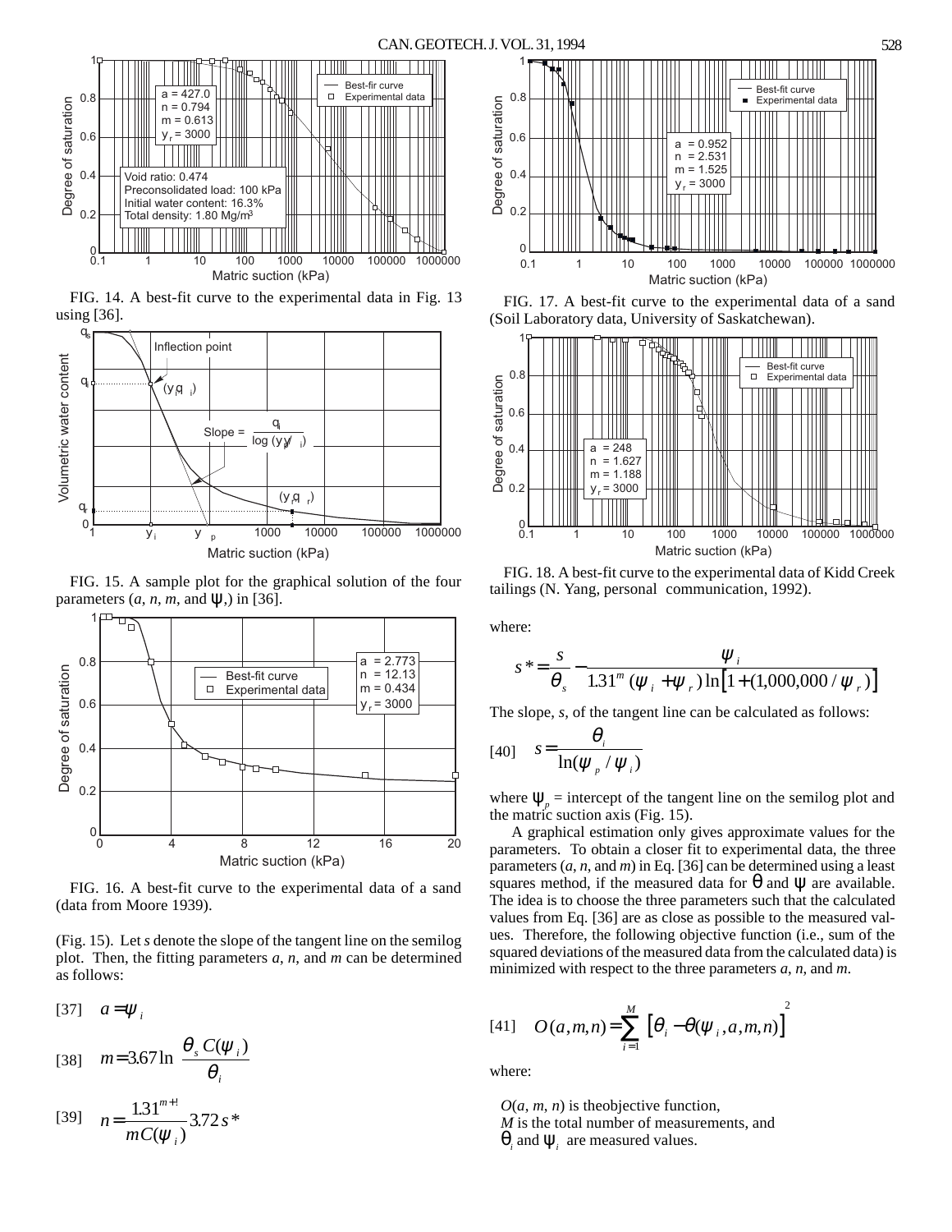FIG. 14. A best-fit curve to the experimental data in Fig. 13 using [36].

FIG. 15. A sample plot for the graphical solution of the four parameters ($a$, $n$, $m$, and $\psi_r$) in [36].

FIG. 16. A best-fit curve to the experimental data of a sand (data from Moore 1939).

(Fig. 15). Let $s$ denote the slope of the tangent line on the semilog plot. Then, the fitting parameters $a$, $n$, and $m$ can be determined as follows:

$$[37] \quad a = \psi_i$$

$$[38] \quad m = 3.67 \ln\left(\frac{\theta_s C(\psi_i)}{\theta_i}\right)$$

$$[39] \quad n = \frac{1.31^{m+1}}{mC(\psi_i)} 3.72 s^*$$

FIG. 17. A best-fit curve to the experimental data of a sand (Soil Laboratory data, University of Saskatchewan).

FIG. 18. A best-fit curve to the experimental data of Kidd Creek tailings (N. Yang, personal communication, 1992).

where:

$$s^* = \frac{s}{\theta_s} - \frac{\psi_i}{1.31^m(\psi_i + \psi_r)\ln\left[1 + (1{,}000{,}000/\psi_r)\right]}$$

The slope, $s$, of the tangent line can be calculated as follows:

$$[40] \quad s = \frac{\theta_i}{\ln(\psi_p/\psi_i)}$$

where $\psi_p$ = intercept of the tangent line on the semilog plot and the matric suction axis (Fig. 15).

A graphical estimation only gives approximate values for the parameters. To obtain a closer fit to experimental data, the three parameters ($a$, $n$, and $m$) in Eq. [36] can be determined using a least squares method, if the measured data for $\theta$ and $\psi$ are available. The idea is to choose the three parameters such that the calculated values from Eq. [36] are as close as possible to the measured values. Therefore, the following objective function (i.e., sum of the squared deviations of the measured data from the calculated data) is minimized with respect to the three parameters $a$, $n$, and $m$.

$$[41] \quad O(a, m, n) = \sum_{i=1}^{M}\left[\theta_i - \theta(\psi_i, a, m, n)\right]^2$$

where:

$O(a, m, n)$ is theobjective function,
$M$ is the total number of measurements, and
$\theta_i$ and $\psi_i$ are measured values.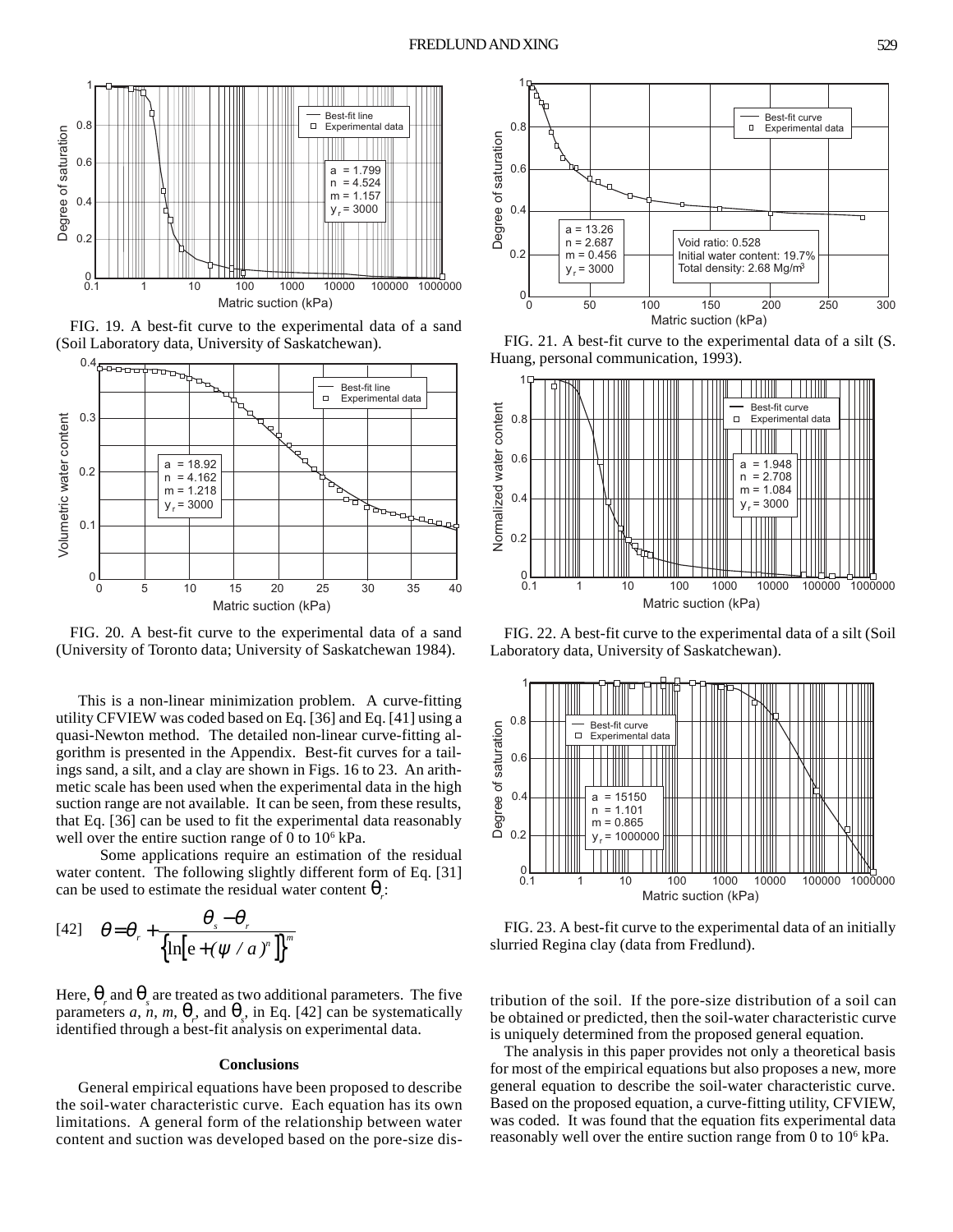FIG. 19. A best-fit curve to the experimental data of a sand (Soil Laboratory data, University of Saskatchewan).

FIG. 20. A best-fit curve to the experimental data of a sand (University of Toronto data; University of Saskatchewan 1984).

This is a non-linear minimization problem. A curve-fitting utility CFVIEW was coded based on Eq. [36] and Eq. [41] using a quasi-Newton method. The detailed non-linear curve-fitting algorithm is presented in the Appendix. Best-fit curves for a tailings sand, a silt, and a clay are shown in Figs. 16 to 23. An arithmetic scale has been used when the experimental data in the high suction range are not available. It can be seen, from these results, that Eq. [36] can be used to fit the experimental data reasonably well over the entire suction range of 0 to $10^6$ kPa.

Some applications require an estimation of the residual water content. The following slightly different form of Eq. [31] can be used to estimate the residual water content $\theta_r$:

$$[42] \quad \theta = \theta_r + \frac{\theta_s - \theta_r}{\left\{\ln\left[e + (\psi / a)^n\right]\right\}^m}$$

Here, $\theta_r$ and $\theta_s$ are treated as two additional parameters. The five parameters $a$, $n$, $m$, $\theta_r$, and $\theta_s$, in Eq. [42] can be systematically identified through a best-fit analysis on experimental data.

## Conclusions

General empirical equations have been proposed to describe the soil-water characteristic curve. Each equation has its own limitations. A general form of the relationship between water content and suction was developed based on the pore-size distribution of the soil. If the pore-size distribution of a soil can be obtained or predicted, then the soil-water characteristic curve is uniquely determined from the proposed general equation.

The analysis in this paper provides not only a theoretical basis for most of the empirical equations but also proposes a new, more general equation to describe the soil-water characteristic curve. Based on the proposed equation, a curve-fitting utility, CFVIEW, was coded. It was found that the equation fits experimental data reasonably well over the entire suction range from 0 to $10^6$ kPa.

FIG. 21. A best-fit curve to the experimental data of a silt (S. Huang, personal communication, 1993).

FIG. 22. A best-fit curve to the experimental data of a silt (Soil Laboratory data, University of Saskatchewan).

FIG. 23. A best-fit curve to the experimental data of an initially slurried Regina clay (data from Fredlund).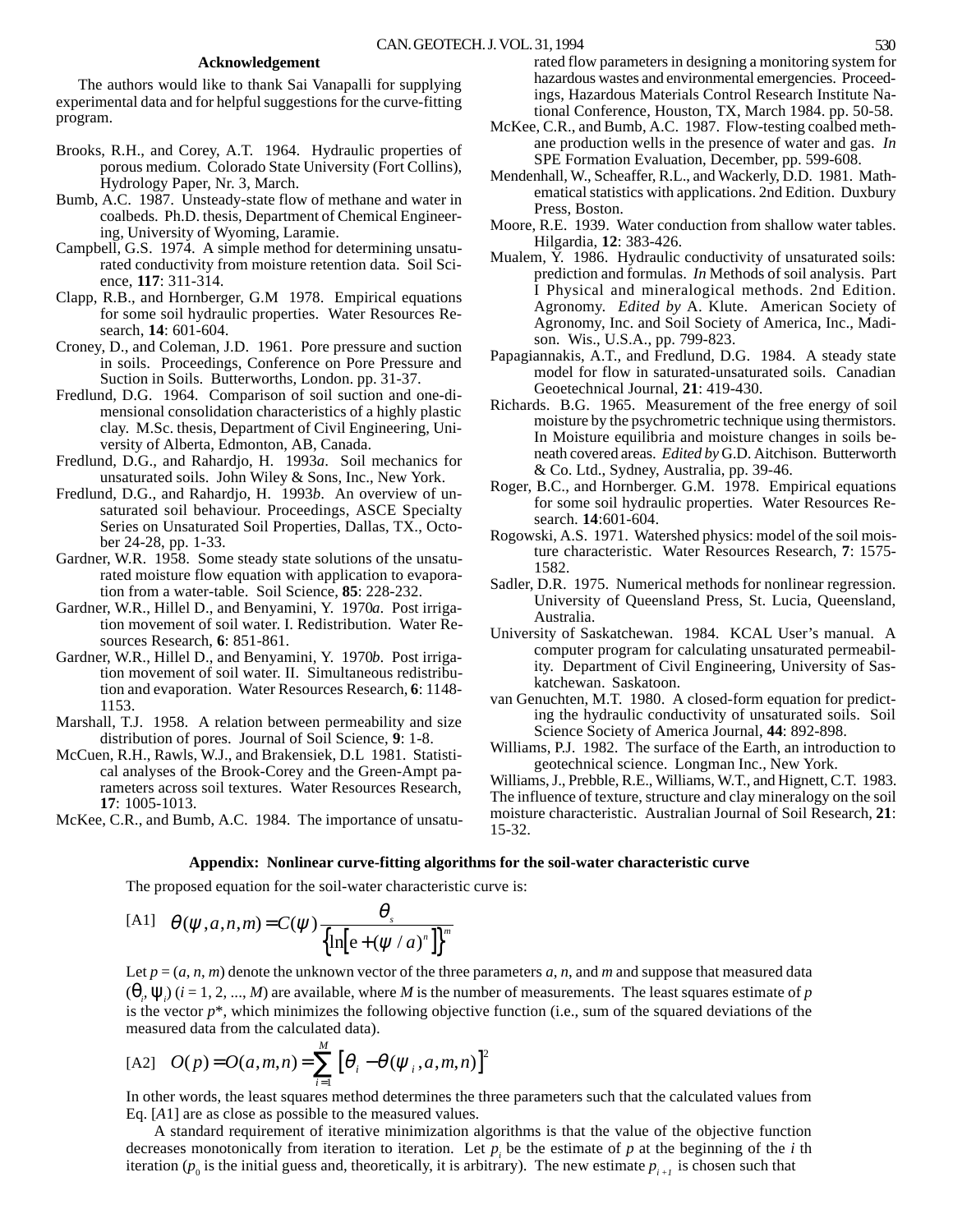## Acknowledgement

The authors would like to thank Sai Vanapalli for supplying experimental data and for helpful suggestions for the curve-fitting program.

Brooks, R.H., and Corey, A.T. 1964. Hydraulic properties of porous medium. Colorado State University (Fort Collins), Hydrology Paper, Nr. 3, March.

Bumb, A.C. 1987. Unsteady-state flow of methane and water in coalbeds. Ph.D. thesis, Department of Chemical Engineering, University of Wyoming, Laramie.

Campbell, G.S. 1974. A simple method for determining unsaturated conductivity from moisture retention data. Soil Science, **117**: 311-314.

Clapp, R.B., and Hornberger, G.M 1978. Empirical equations for some soil hydraulic properties. Water Resources Research, **14**: 601-604.

Croney, D., and Coleman, J.D. 1961. Pore pressure and suction in soils. Proceedings, Conference on Pore Pressure and Suction in Soils. Butterworths, London. pp. 31-37.

Fredlund, D.G. 1964. Comparison of soil suction and one-dimensional consolidation characteristics of a highly plastic clay. M.Sc. thesis, Department of Civil Engineering, University of Alberta, Edmonton, AB, Canada.

Fredlund, D.G., and Rahardjo, H. 1993*a*. Soil mechanics for unsaturated soils. John Wiley & Sons, Inc., New York.

Fredlund, D.G., and Rahardjo, H. 1993*b*. An overview of unsaturated soil behaviour. Proceedings, ASCE Specialty Series on Unsaturated Soil Properties, Dallas, TX., October 24-28, pp. 1-33.

Gardner, W.R. 1958. Some steady state solutions of the unsaturated moisture flow equation with application to evaporation from a water-table. Soil Science, **85**: 228-232.

Gardner, W.R., Hillel D., and Benyamini, Y. 1970*a*. Post irrigation movement of soil water. I. Redistribution. Water Resources Research, **6**: 851-861.

Gardner, W.R., Hillel D., and Benyamini, Y. 1970*b*. Post irrigation movement of soil water. II. Simultaneous redistribution and evaporation. Water Resources Research, **6**: 1148-1153.

Marshall, T.J. 1958. A relation between permeability and size distribution of pores. Journal of Soil Science, **9**: 1-8.

McCuen, R.H., Rawls, W.J., and Brakensiek, D.L 1981. Statistical analyses of the Brook-Corey and the Green-Ampt parameters across soil textures. Water Resources Research, **17**: 1005-1013.

McKee, C.R., and Bumb, A.C. 1984. The importance of unsaturated flow parameters in designing a monitoring system for hazardous wastes and environmental emergencies. Proceedings, Hazardous Materials Control Research Institute National Conference, Houston, TX, March 1984. pp. 50-58.

McKee, C.R., and Bumb, A.C. 1987. Flow-testing coalbed methane production wells in the presence of water and gas. *In* SPE Formation Evaluation, December, pp. 599-608.

Mendenhall, W., Scheaffer, R.L., and Wackerly, D.D. 1981. Mathematical statistics with applications. 2nd Edition. Duxbury Press, Boston.

Moore, R.E. 1939. Water conduction from shallow water tables. Hilgardia, **12**: 383-426.

Mualem, Y. 1986. Hydraulic conductivity of unsaturated soils: prediction and formulas. *In* Methods of soil analysis. Part I Physical and mineralogical methods. 2nd Edition. Agronomy. *Edited by* A. Klute. American Society of Agronomy, Inc. and Soil Society of America, Inc., Madison. Wis., U.S.A., pp. 799-823.

Papagiannakis, A.T., and Fredlund, D.G. 1984. A steady state model for flow in saturated-unsaturated soils. Canadian Geoetechnical Journal, **21**: 419-430.

Richards. B.G. 1965. Measurement of the free energy of soil moisture by the psychrometric technique using thermistors. In Moisture equilibria and moisture changes in soils beneath covered areas. *Edited by* G.D. Aitchison. Butterworth & Co. Ltd., Sydney, Australia, pp. 39-46.

Roger, B.C., and Hornberger. G.M. 1978. Empirical equations for some soil hydraulic properties. Water Resources Research. **14**:601-604.

Rogowski, A.S. 1971. Watershed physics: model of the soil moisture characteristic. Water Resources Research, **7**: 1575-1582.

Sadler, D.R. 1975. Numerical methods for nonlinear regression. University of Queensland Press, St. Lucia, Queensland, Australia.

University of Saskatchewan. 1984. KCAL User's manual. A computer program for calculating unsaturated permeability. Department of Civil Engineering, University of Saskatchewan. Saskatoon.

van Genuchten, M.T. 1980. A closed-form equation for predicting the hydraulic conductivity of unsaturated soils. Soil Science Society of America Journal, **44**: 892-898.

Williams, P.J. 1982. The surface of the Earth, an introduction to geotechnical science. Longman Inc., New York.

Williams, J., Prebble, R.E., Williams, W.T., and Hignett, C.T. 1983. The influence of texture, structure and clay mineralogy on the soil moisture characteristic. Australian Journal of Soil Research, **21**: 15-32.

## Appendix: Nonlinear curve-fitting algorithms for the soil-water characteristic curve

The proposed equation for the soil-water characteristic curve is:

$$\text{[A1]} \quad \theta(\psi, a, n, m) = C(\psi)\frac{\theta_s}{\left\{\ln\left[e + (\psi / a)^n\right]\right\}^m}$$

Let $p = (a, n, m)$ denote the unknown vector of the three parameters $a$, $n$, and $m$ and suppose that measured data $(\theta_i, \psi_i)$ $(i = 1, 2, ..., M)$ are available, where $M$ is the number of measurements. The least squares estimate of $p$ is the vector $p^*$, which minimizes the following objective function (i.e., sum of the squared deviations of the measured data from the calculated data).

$$\text{[A2]} \quad O(p) = O(a, m, n) = \sum_{i=1}^{M}\left[\theta_i - \theta(\psi_i, a, m, n)\right]^2$$

In other words, the least squares method determines the three parameters such that the calculated values from Eq. [A1] are as close as possible to the measured values.

A standard requirement of iterative minimization algorithms is that the value of the objective function decreases monotonically from iteration to iteration. Let $p_i$ be the estimate of $p$ at the beginning of the $i$ th iteration ($p_0$ is the initial guess and, theoretically, it is arbitrary). The new estimate $p_{i+1}$ is chosen such that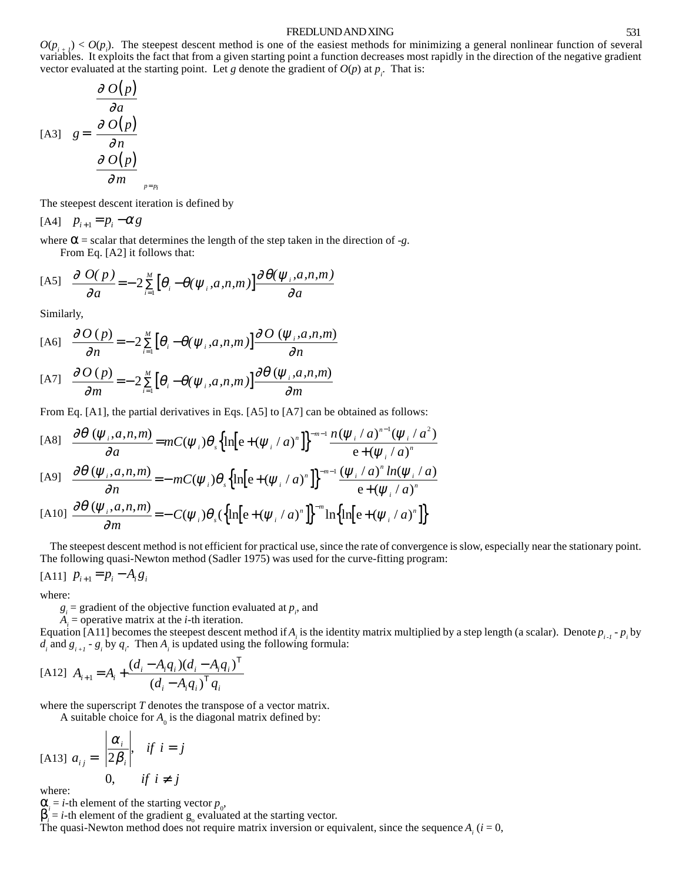$O(p_{i+1}) < O(p_i)$. The steepest descent method is one of the easiest methods for minimizing a general nonlinear function of several variables. It exploits the fact that from a given starting point a function decreases most rapidly in the direction of the negative gradient vector evaluated at the starting point. Let $g$ denote the gradient of $O(p)$ at $p_i$. That is:

$$\text{[A3]} \quad g = \begin{bmatrix} \dfrac{\partial O(p)}{\partial a} \\ \dfrac{\partial O(p)}{\partial n} \\ \dfrac{\partial O(p)}{\partial m} \end{bmatrix}_{p=p_i}$$

The steepest descent iteration is defined by

$$\text{[A4]} \quad p_{i+1} = p_i - \alpha g$$

where $\alpha$ = scalar that determines the length of the step taken in the direction of $-g$.

From Eq. [A2] it follows that:

$$\text{[A5]} \quad \frac{\partial O(p)}{\partial a} = -2\sum_{i=1}^{M}\left[\theta_i - \theta(\psi_i, a, n, m)\right]\frac{\partial \theta(\psi_i, a, n, m)}{\partial a}$$

Similarly,

$$\text{[A6]} \quad \frac{\partial O(p)}{\partial n} = -2\sum_{i=1}^{M}\left[\theta_i - \theta(\psi_i, a, n, m)\right]\frac{\partial O(\psi_i, a, n, m)}{\partial n}$$

$$\text{[A7]} \quad \frac{\partial O(p)}{\partial m} = -2\sum_{i=1}^{M}\left[\theta_i - \theta(\psi_i, a, n, m)\right]\frac{\partial \theta(\psi_i, a, n, m)}{\partial m}$$

From Eq. [A1], the partial derivatives in Eqs. [A5] to [A7] can be obtained as follows:

$$\text{[A8]} \quad \frac{\partial \theta(\psi_i, a, n, m)}{\partial a} = mC(\psi_i)\theta_s\left\{\ln\left[\mathrm{e} + (\psi_i / a)^n\right]\right\}^{-m-1}\frac{n(\psi_i / a)^{n-1}(\psi_i / a^2)}{\mathrm{e} + (\psi_i / a)^n}$$

$$\text{[A9]} \quad \frac{\partial \theta(\psi_i, a, n, m)}{\partial n} = -mC(\psi_i)\theta_s\left\{\ln\left[\mathrm{e} + (\psi_i / a)^n\right]\right\}^{-m-1}\frac{(\psi_i / a)^n \ln(\psi_i / a)}{\mathrm{e} + (\psi_i / a)^n}$$

$$\text{[A10]} \quad \frac{\partial \theta(\psi_i, a, n, m)}{\partial m} = -C(\psi_i)\theta_s\left(\left\{\ln\left[\mathrm{e} + (\psi_i / a)^n\right]\right\}^{-m}\ln\left\{\ln\left[\mathrm{e} + (\psi_i / a)^n\right]\right\}\right.$$

The steepest descent method is not efficient for practical use, since the rate of convergence is slow, especially near the stationary point. The following quasi-Newton method (Sadler 1975) was used for the curve-fitting program:

$$\text{[A11]} \quad p_{i+1} = p_i - A_i g_i$$

where:

$g_i$ = gradient of the objective function evaluated at $p_i$, and

$A_i$ = operative matrix at the $i$-th iteration.

Equation [A11] becomes the steepest descent method if $A_i$ is the identity matrix multiplied by a step length (a scalar). Denote $p_{i-1} - p_i$ by $d_i$ and $g_{i+1} - g_i$ by $q_i$. Then $A_i$ is updated using the following formula:

$$\text{[A12]} \quad A_{i+1} = A_i + \frac{(d_i - A_i q_i)(d_i - A_i q_i)^T}{(d_i - A_i q_i)^T q_i}$$

where the superscript $T$ denotes the transpose of a vector matrix.

A suitable choice for $A_0$ is the diagonal matrix defined by:

$$\text{[A13]} \quad a_{ij} = \begin{cases} \left|\dfrac{\alpha_i}{2\beta_i}\right|, & if\ i = j \\ 0, & if\ i \neq j \end{cases}$$

where:

$\alpha_i$ = $i$-th element of the starting vector $p_0$,

$\beta_i$ = $i$-th element of the gradient $g_o$ evaluated at the starting vector.

The quasi-Newton method does not require matrix inversion or equivalent, since the sequence $A_i$ ($i$ = 0,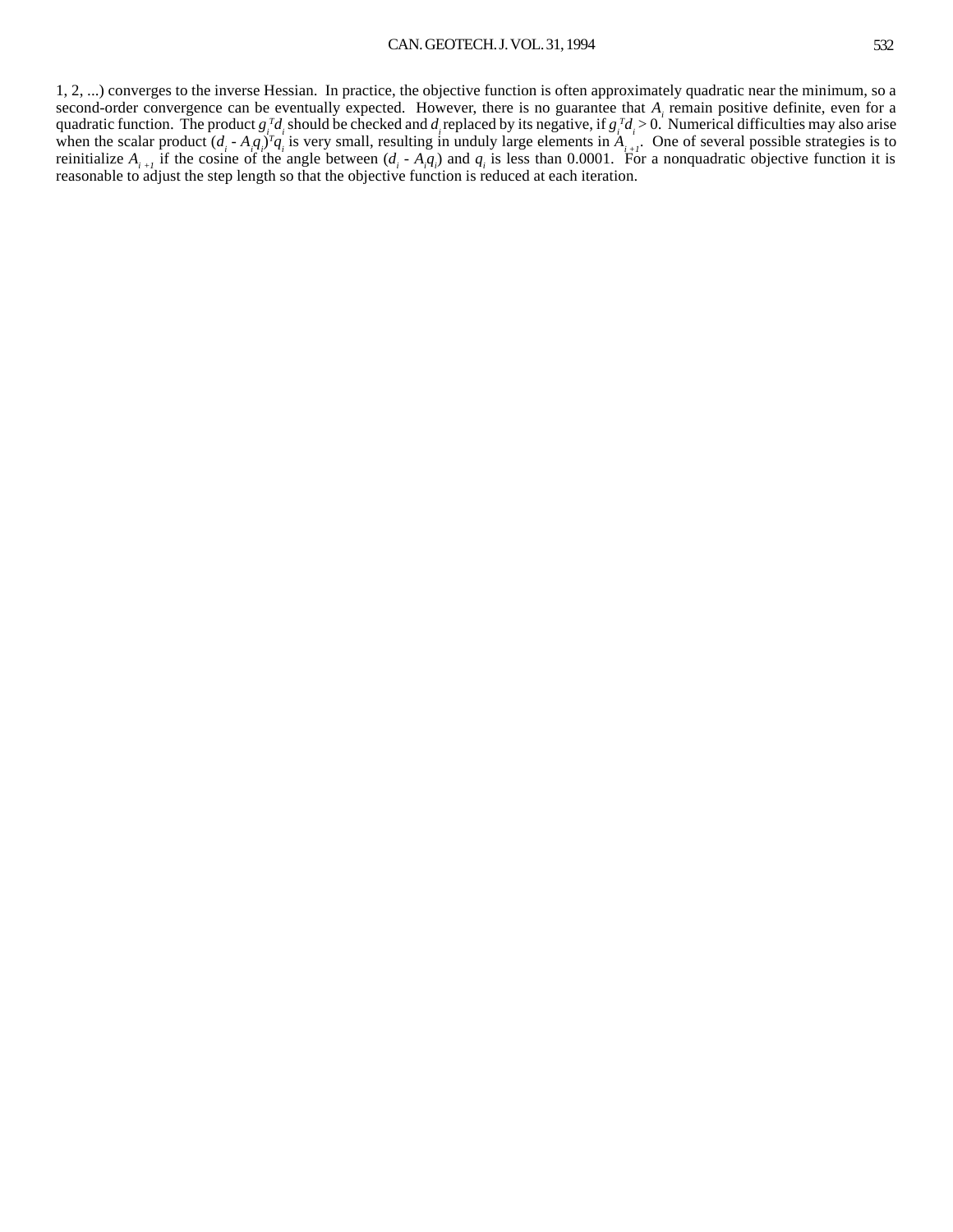1, 2, ...) converges to the inverse Hessian.  In practice, the objective function is often approximately quadratic near the minimum, so a second-order convergence can be eventually expected.  However, there is no guarantee that $A_i$ remain positive definite, even for a quadratic function.  The product $g_i^T d_i$ should be checked and $d_i$ replaced by its negative, if $g_i^T d_i > 0$.  Numerical difficulties may also arise when the scalar product $(d_i - A_i q_i)^T q_i$ is very small, resulting in unduly large elements in $A_{i+1}$.  One of several possible strategies is to reinitialize $A_{i+1}$ if the cosine of the angle between $(d_i - A_i q_i)$ and $q_i$ is less than 0.0001.  For a nonquadratic objective function it is reasonable to adjust the step length so that the objective function is reduced at each iteration.